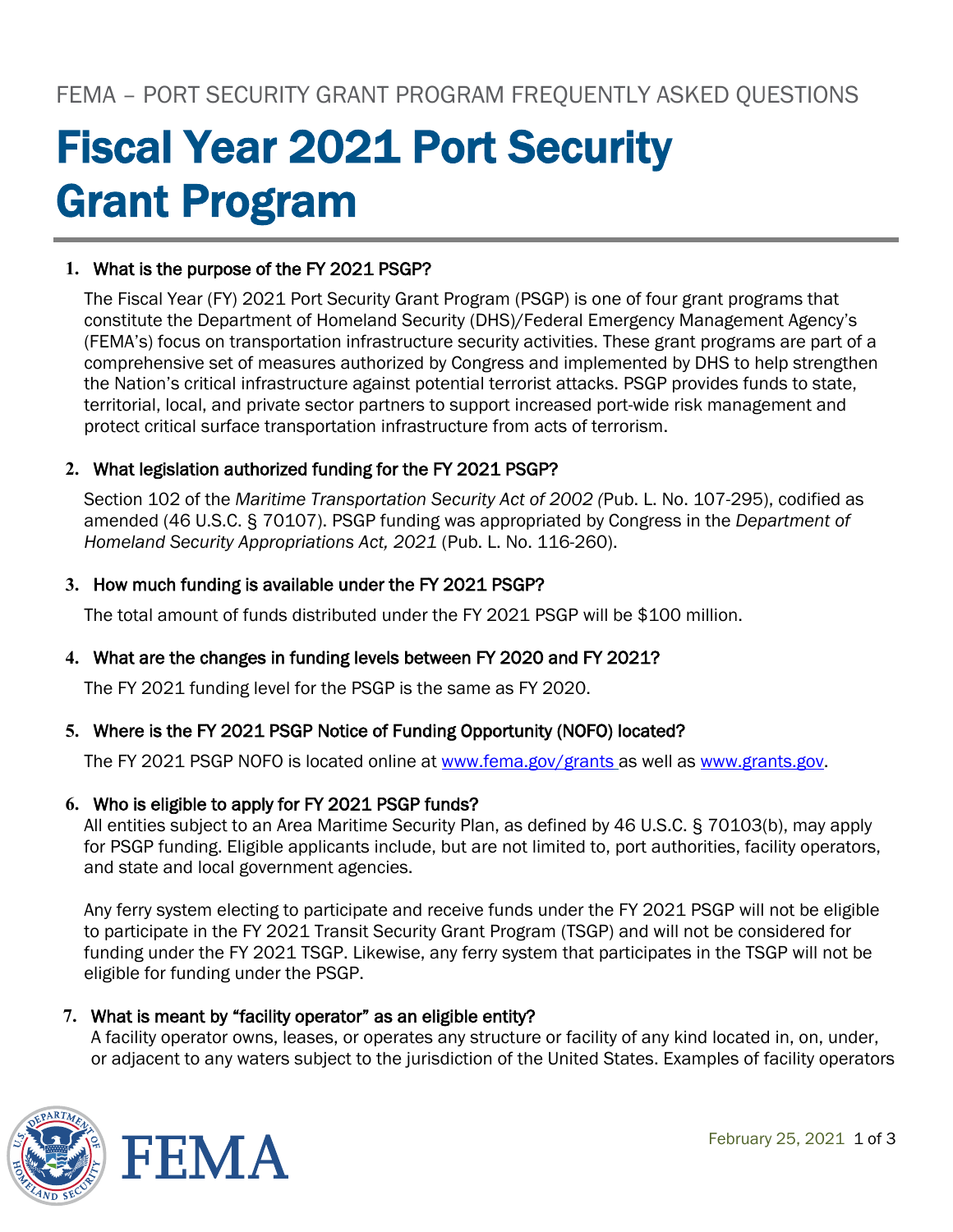FEMA – PORT SECURITY GRANT PROGRAM FREQUENTLY ASKED QUESTIONS

# Fiscal Year 2021 Port Security Grant Program

### 1. What is the purpose of the FY 2021 PSGP?

The Fiscal Year (FY) 2021 Port Security Grant Program (PSGP) is one of four grant programs that constitute the Department of Homeland Security (DHS)/Federal Emergency Management Agency's (FEMA's) focus on transportation infrastructure security activities. These grant programs are part of a comprehensive set of measures authorized by Congress and implemented by DHS to help strengthen the Nation's critical infrastructure against potential terrorist attacks. PSGP provides funds to state, territorial, local, and private sector partners to support increased port-wide risk management and protect critical surface transportation infrastructure from acts of terrorism.

### 2. What legislation authorized funding for the FY 2021 PSGP?

Section 102 of the *Maritime Transportation Security Act of 2002 (*Pub. L. No. 107-295), codified as amended (46 U.S.C. § 70107). PSGP funding was appropriated by Congress in the *Department of Homeland Security Appropriations Act, 2021* (Pub. L. No. 116-260).

### 3. How much funding is available under the FY 2021 PSGP?

The total amount of funds distributed under the FY 2021 PSGP will be $100 million.

### 4. What are the changes in funding levels between FY 2020 and FY 2021?

The FY 2021 funding level for the PSGP is the same as FY 2020.

### 5. Where is the FY 2021 PSGP Notice of Funding Opportunity (NOFO) located?

The FY 2021 PSGP NOFO is located online at [www.fema.gov/grants](www.fema.gov/grants) as well as [www.grants.gov](www.grants.gov).

### 6. Who is eligible to apply for FY 2021 PSGP funds?

All entities subject to an Area Maritime Security Plan, as defined by 46 U.S.C. § 70103(b), may apply for PSGP funding. Eligible applicants include, but are not limited to, port authorities, facility operators, and state and local government agencies.

Any ferry system electing to participate and receive funds under the FY 2021 PSGP will not be eligible to participate in the FY 2021 Transit Security Grant Program (TSGP) and will not be considered for funding under the FY 2021 TSGP. Likewise, any ferry system that participates in the TSGP will not be eligible for funding under the PSGP.

### 7. What is meant by "facility operator" as an eligible entity?

A facility operator owns, leases, or operates any structure or facility of any kind located in, on, under, or adjacent to any waters subject to the jurisdiction of the United States. Examples of facility operators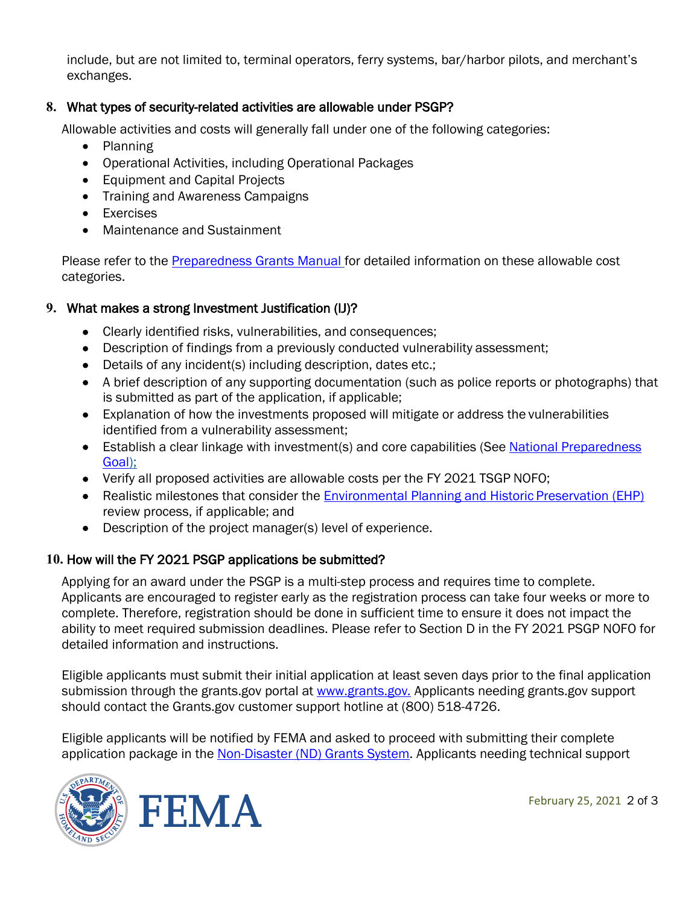include, but are not limited to, terminal operators, ferry systems, bar/harbor pilots, and merchant's exchanges.

## 8. What types of security-related activities are allowable under PSGP?

Allowable activities and costs will generally fall under one of the following categories:

- Planning
- Operational Activities, including Operational Packages
- Equipment and Capital Projects
- Training and Awareness Campaigns
- Exercises
- Maintenance and Sustainment

Please refer to the Preparedness Grants Manual for detailed information on these allowable cost categories.

## 9. What makes a strong Investment Justification (IJ)?

- Clearly identified risks, vulnerabilities, and consequences;
- Description of findings from a previously conducted vulnerability assessment;
- Details of any incident(s) including description, dates etc.;
- A brief description of any supporting documentation (such as police reports or photographs) that is submitted as part of the application, if applicable;
- Explanation of how the investments proposed will mitigate or address the vulnerabilities identified from a vulnerability assessment;
- Establish a clear linkage with investment(s) and core capabilities (See National Preparedness Goal);
- Verify all proposed activities are allowable costs per the FY 2021 TSGP NOFO;
- Realistic milestones that consider the Environmental Planning and Historic Preservation (EHP) review process, if applicable; and
- Description of the project manager(s) level of experience.

## 10. How will the FY 2021 PSGP applications be submitted?

Applying for an award under the PSGP is a multi-step process and requires time to complete. Applicants are encouraged to register early as the registration process can take four weeks or more to complete. Therefore, registration should be done in sufficient time to ensure it does not impact the ability to meet required submission deadlines. Please refer to Section D in the FY 2021 PSGP NOFO for detailed information and instructions.

Eligible applicants must submit their initial application at least seven days prior to the final application submission through the grants.gov portal at www.grants.gov. Applicants needing grants.gov support should contact the Grants.gov customer support hotline at (800) 518-4726.

Eligible applicants will be notified by FEMA and asked to proceed with submitting their complete application package in the Non-Disaster (ND) Grants System. Applicants needing technical support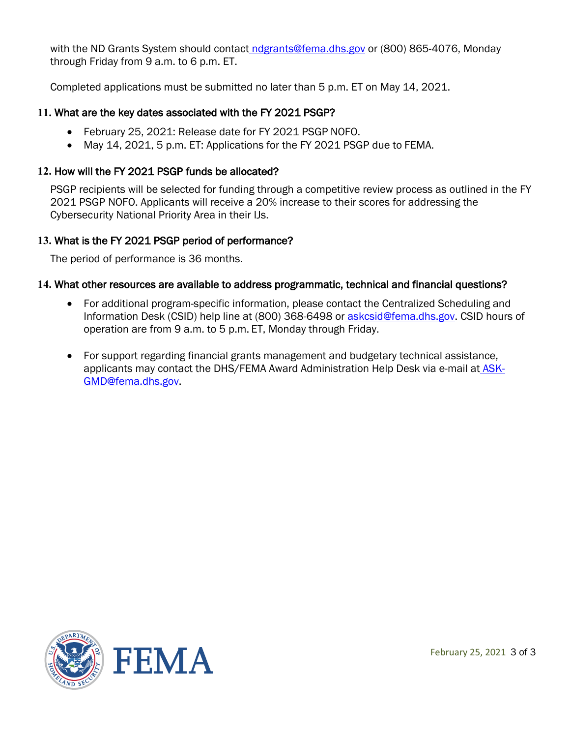with the ND Grants System should contact ndgrants@fema.dhs.gov or (800) 865-4076, Monday through Friday from 9 a.m. to 6 p.m. ET.

Completed applications must be submitted no later than 5 p.m. ET on May 14, 2021.

## 11. What are the key dates associated with the FY 2021 PSGP?

- February 25, 2021: Release date for FY 2021 PSGP NOFO.
- May 14, 2021, 5 p.m. ET: Applications for the FY 2021 PSGP due to FEMA.

## 12. How will the FY 2021 PSGP funds be allocated?

PSGP recipients will be selected for funding through a competitive review process as outlined in the FY 2021 PSGP NOFO. Applicants will receive a 20% increase to their scores for addressing the Cybersecurity National Priority Area in their IJs.

## 13. What is the FY 2021 PSGP period of performance?

The period of performance is 36 months.

## 14. What other resources are available to address programmatic, technical and financial questions?

- For additional program-specific information, please contact the Centralized Scheduling and Information Desk (CSID) help line at (800) 368-6498 or askcsid@fema.dhs.gov. CSID hours of operation are from 9 a.m. to 5 p.m. ET, Monday through Friday.

- For support regarding financial grants management and budgetary technical assistance, applicants may contact the DHS/FEMA Award Administration Help Desk via e-mail at ASK-GMD@fema.dhs.gov.